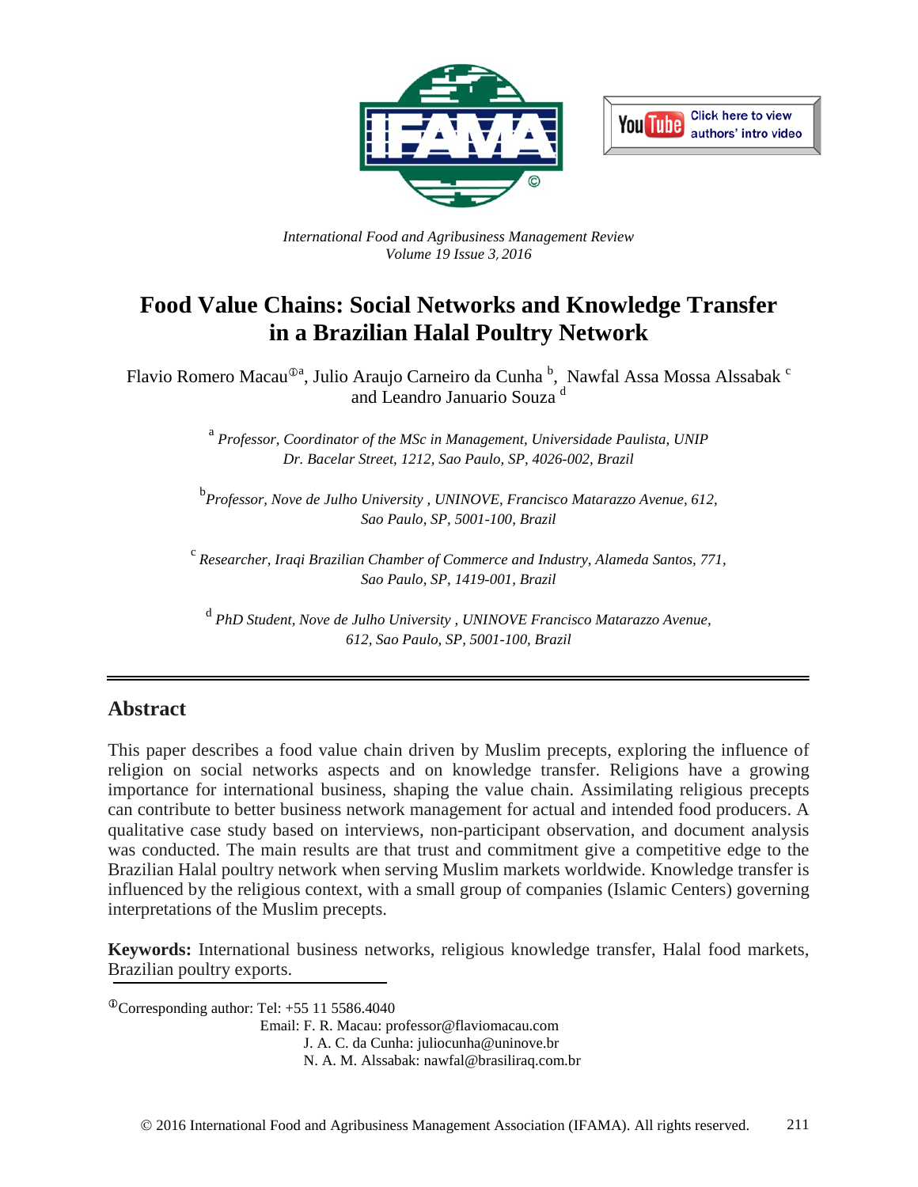International Food and Agribusiness Management Review
Volume 19 Issue 3, 2016

# Food Value Chains: Social Networks and Knowledge Transfer in a Brazilian Halal Poultry Network

Flavio Romero Macau[ⓘa], Julio Araujo Carneiro da Cunha [b], Nawfal Assa Mossa Alssabak [c] and Leandro Januario Souza [d]

[a] *Professor, Coordinator of the MSc in Management, Universidade Paulista, UNIP Dr. Bacelar Street, 1212, Sao Paulo, SP, 4026-002, Brazil*

[b] *Professor, Nove de Julho University , UNINOVE, Francisco Matarazzo Avenue, 612, Sao Paulo, SP, 5001-100, Brazil*

[c] *Researcher, Iraqi Brazilian Chamber of Commerce and Industry, Alameda Santos, 771, Sao Paulo, SP, 1419-001, Brazil*

[d] *PhD Student, Nove de Julho University , UNINOVE Francisco Matarazzo Avenue, 612, Sao Paulo, SP, 5001-100, Brazil*

## Abstract

This paper describes a food value chain driven by Muslim precepts, exploring the influence of religion on social networks aspects and on knowledge transfer. Religions have a growing importance for international business, shaping the value chain. Assimilating religious precepts can contribute to better business network management for actual and intended food producers. A qualitative case study based on interviews, non-participant observation, and document analysis was conducted. The main results are that trust and commitment give a competitive edge to the Brazilian Halal poultry network when serving Muslim markets worldwide. Knowledge transfer is influenced by the religious context, with a small group of companies (Islamic Centers) governing interpretations of the Muslim precepts.

**Keywords:** International business networks, religious knowledge transfer, Halal food markets, Brazilian poultry exports.

[ⓘ]Corresponding author: Tel: +55 11 5586.4040
Email: F. R. Macau: professor@flaviomacau.com
J. A. C. da Cunha: juliocunha@uninove.br
N. A. M. Alssabak: nawfal@brasiliraq.com.br

© 2016 International Food and Agribusiness Management Association (IFAMA). All rights reserved.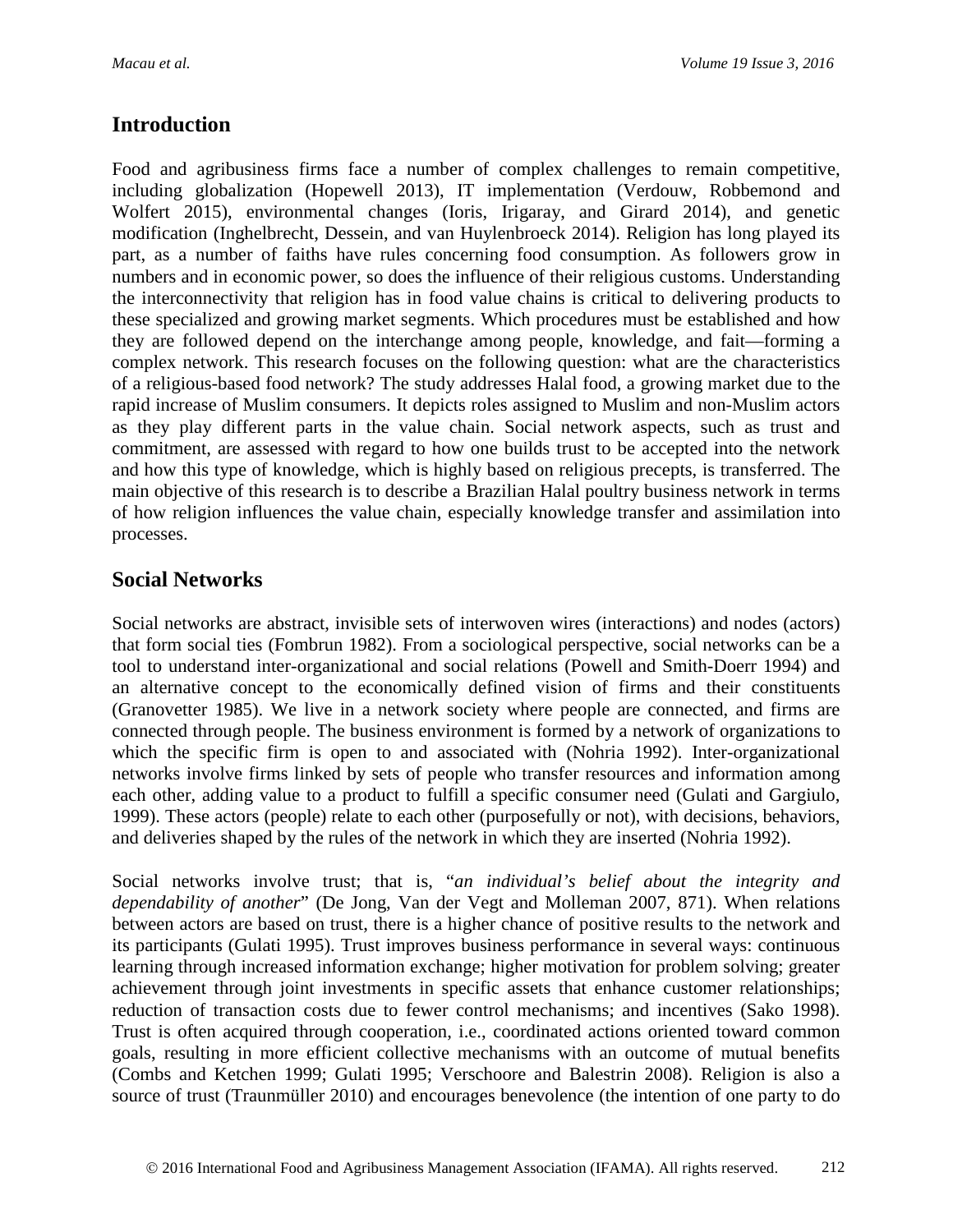## Introduction

Food and agribusiness firms face a number of complex challenges to remain competitive, including globalization (Hopewell 2013), IT implementation (Verdouw, Robbemond and Wolfert 2015), environmental changes (Ioris, Irigaray, and Girard 2014), and genetic modification (Inghelbrecht, Dessein, and van Huylenbroeck 2014). Religion has long played its part, as a number of faiths have rules concerning food consumption. As followers grow in numbers and in economic power, so does the influence of their religious customs. Understanding the interconnectivity that religion has in food value chains is critical to delivering products to these specialized and growing market segments. Which procedures must be established and how they are followed depend on the interchange among people, knowledge, and fait—forming a complex network. This research focuses on the following question: what are the characteristics of a religious-based food network? The study addresses Halal food, a growing market due to the rapid increase of Muslim consumers. It depicts roles assigned to Muslim and non-Muslim actors as they play different parts in the value chain. Social network aspects, such as trust and commitment, are assessed with regard to how one builds trust to be accepted into the network and how this type of knowledge, which is highly based on religious precepts, is transferred. The main objective of this research is to describe a Brazilian Halal poultry business network in terms of how religion influences the value chain, especially knowledge transfer and assimilation into processes.

## Social Networks

Social networks are abstract, invisible sets of interwoven wires (interactions) and nodes (actors) that form social ties (Fombrun 1982). From a sociological perspective, social networks can be a tool to understand inter-organizational and social relations (Powell and Smith-Doerr 1994) and an alternative concept to the economically defined vision of firms and their constituents (Granovetter 1985). We live in a network society where people are connected, and firms are connected through people. The business environment is formed by a network of organizations to which the specific firm is open to and associated with (Nohria 1992). Inter-organizational networks involve firms linked by sets of people who transfer resources and information among each other, adding value to a product to fulfill a specific consumer need (Gulati and Gargiulo, 1999). These actors (people) relate to each other (purposefully or not), with decisions, behaviors, and deliveries shaped by the rules of the network in which they are inserted (Nohria 1992).

Social networks involve trust; that is, "*an individual's belief about the integrity and dependability of another*" (De Jong, Van der Vegt and Molleman 2007, 871). When relations between actors are based on trust, there is a higher chance of positive results to the network and its participants (Gulati 1995). Trust improves business performance in several ways: continuous learning through increased information exchange; higher motivation for problem solving; greater achievement through joint investments in specific assets that enhance customer relationships; reduction of transaction costs due to fewer control mechanisms; and incentives (Sako 1998). Trust is often acquired through cooperation, i.e., coordinated actions oriented toward common goals, resulting in more efficient collective mechanisms with an outcome of mutual benefits (Combs and Ketchen 1999; Gulati 1995; Verschoore and Balestrin 2008). Religion is also a source of trust (Traunmüller 2010) and encourages benevolence (the intention of one party to do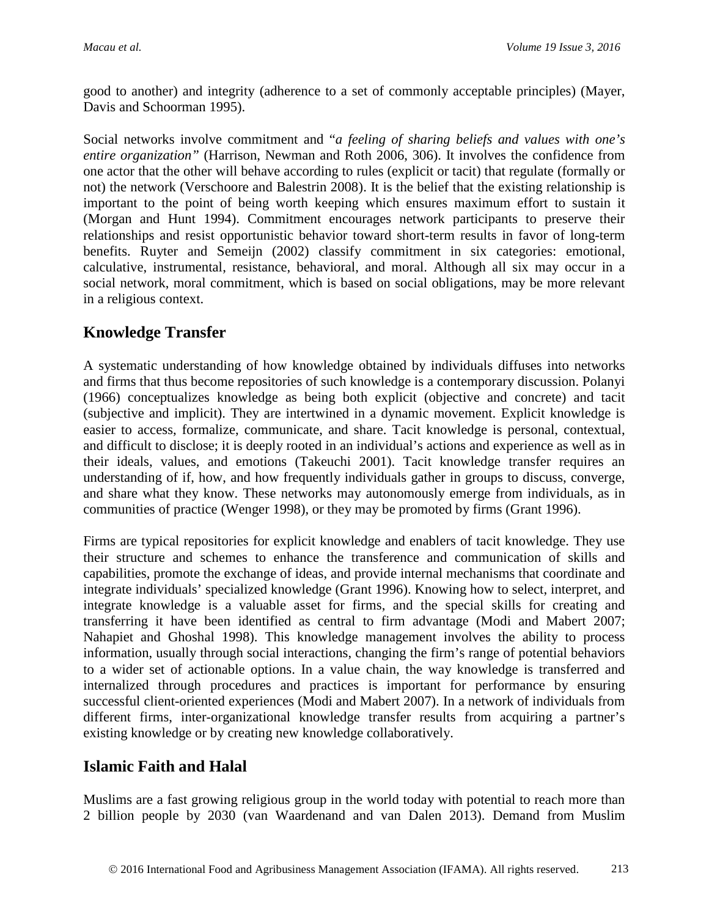good to another) and integrity (adherence to a set of commonly acceptable principles) (Mayer, Davis and Schoorman 1995).

Social networks involve commitment and "*a feeling of sharing beliefs and values with one's entire organization*" (Harrison, Newman and Roth 2006, 306). It involves the confidence from one actor that the other will behave according to rules (explicit or tacit) that regulate (formally or not) the network (Verschoore and Balestrin 2008). It is the belief that the existing relationship is important to the point of being worth keeping which ensures maximum effort to sustain it (Morgan and Hunt 1994). Commitment encourages network participants to preserve their relationships and resist opportunistic behavior toward short-term results in favor of long-term benefits. Ruyter and Semeijn (2002) classify commitment in six categories: emotional, calculative, instrumental, resistance, behavioral, and moral. Although all six may occur in a social network, moral commitment, which is based on social obligations, may be more relevant in a religious context.

## Knowledge Transfer

A systematic understanding of how knowledge obtained by individuals diffuses into networks and firms that thus become repositories of such knowledge is a contemporary discussion. Polanyi (1966) conceptualizes knowledge as being both explicit (objective and concrete) and tacit (subjective and implicit). They are intertwined in a dynamic movement. Explicit knowledge is easier to access, formalize, communicate, and share. Tacit knowledge is personal, contextual, and difficult to disclose; it is deeply rooted in an individual's actions and experience as well as in their ideals, values, and emotions (Takeuchi 2001). Tacit knowledge transfer requires an understanding of if, how, and how frequently individuals gather in groups to discuss, converge, and share what they know. These networks may autonomously emerge from individuals, as in communities of practice (Wenger 1998), or they may be promoted by firms (Grant 1996).

Firms are typical repositories for explicit knowledge and enablers of tacit knowledge. They use their structure and schemes to enhance the transference and communication of skills and capabilities, promote the exchange of ideas, and provide internal mechanisms that coordinate and integrate individuals' specialized knowledge (Grant 1996). Knowing how to select, interpret, and integrate knowledge is a valuable asset for firms, and the special skills for creating and transferring it have been identified as central to firm advantage (Modi and Mabert 2007; Nahapiet and Ghoshal 1998). This knowledge management involves the ability to process information, usually through social interactions, changing the firm's range of potential behaviors to a wider set of actionable options. In a value chain, the way knowledge is transferred and internalized through procedures and practices is important for performance by ensuring successful client-oriented experiences (Modi and Mabert 2007). In a network of individuals from different firms, inter-organizational knowledge transfer results from acquiring a partner's existing knowledge or by creating new knowledge collaboratively.

## Islamic Faith and Halal

Muslims are a fast growing religious group in the world today with potential to reach more than 2 billion people by 2030 (van Waardenand and van Dalen 2013). Demand from Muslim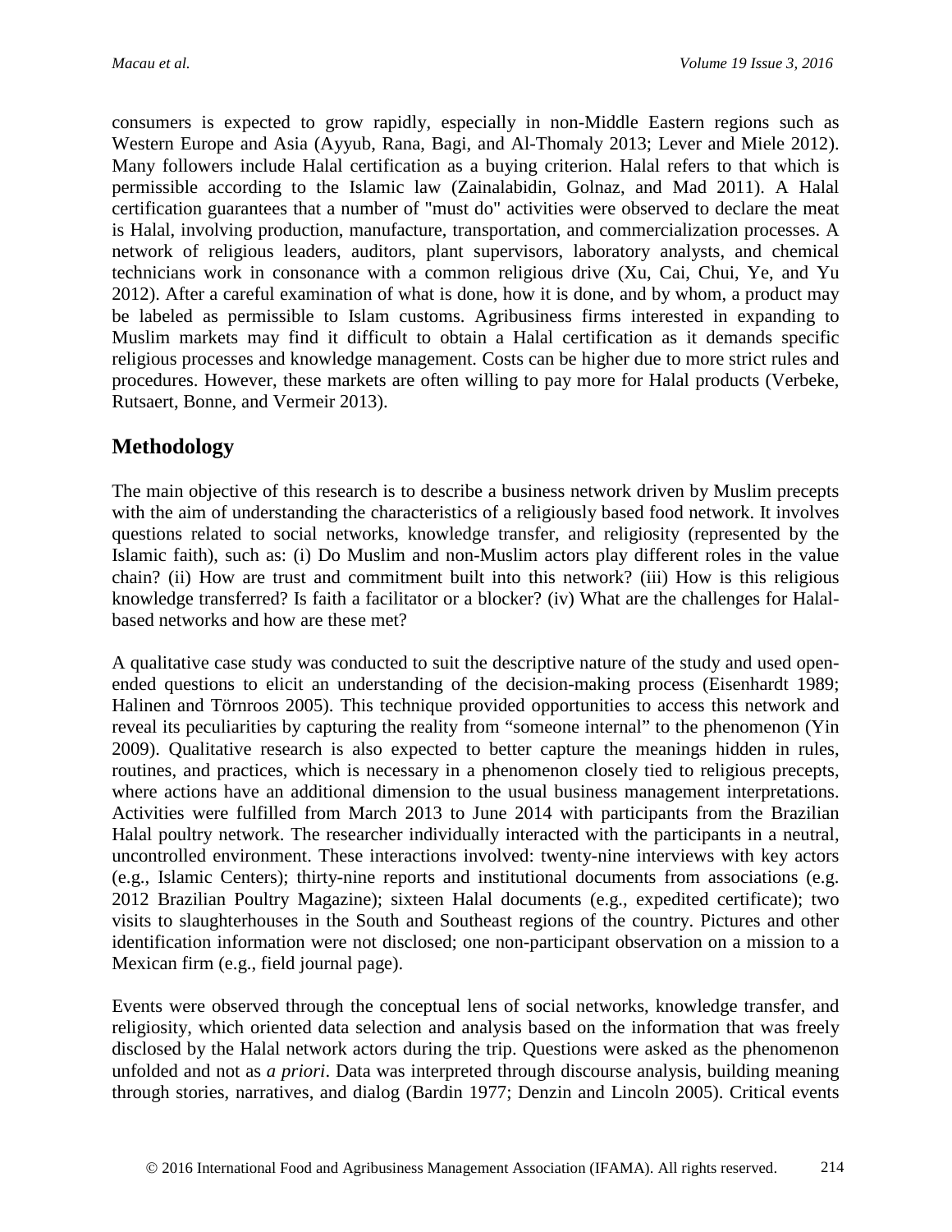consumers is expected to grow rapidly, especially in non-Middle Eastern regions such as Western Europe and Asia (Ayyub, Rana, Bagi, and Al-Thomaly 2013; Lever and Miele 2012). Many followers include Halal certification as a buying criterion. Halal refers to that which is permissible according to the Islamic law (Zainalabidin, Golnaz, and Mad 2011). A Halal certification guarantees that a number of "must do" activities were observed to declare the meat is Halal, involving production, manufacture, transportation, and commercialization processes. A network of religious leaders, auditors, plant supervisors, laboratory analysts, and chemical technicians work in consonance with a common religious drive (Xu, Cai, Chui, Ye, and Yu 2012). After a careful examination of what is done, how it is done, and by whom, a product may be labeled as permissible to Islam customs. Agribusiness firms interested in expanding to Muslim markets may find it difficult to obtain a Halal certification as it demands specific religious processes and knowledge management. Costs can be higher due to more strict rules and procedures. However, these markets are often willing to pay more for Halal products (Verbeke, Rutsaert, Bonne, and Vermeir 2013).

## Methodology

The main objective of this research is to describe a business network driven by Muslim precepts with the aim of understanding the characteristics of a religiously based food network. It involves questions related to social networks, knowledge transfer, and religiosity (represented by the Islamic faith), such as: (i) Do Muslim and non-Muslim actors play different roles in the value chain? (ii) How are trust and commitment built into this network? (iii) How is this religious knowledge transferred? Is faith a facilitator or a blocker? (iv) What are the challenges for Halal-based networks and how are these met?

A qualitative case study was conducted to suit the descriptive nature of the study and used open-ended questions to elicit an understanding of the decision-making process (Eisenhardt 1989; Halinen and Törnroos 2005). This technique provided opportunities to access this network and reveal its peculiarities by capturing the reality from "someone internal" to the phenomenon (Yin 2009). Qualitative research is also expected to better capture the meanings hidden in rules, routines, and practices, which is necessary in a phenomenon closely tied to religious precepts, where actions have an additional dimension to the usual business management interpretations. Activities were fulfilled from March 2013 to June 2014 with participants from the Brazilian Halal poultry network. The researcher individually interacted with the participants in a neutral, uncontrolled environment. These interactions involved: twenty-nine interviews with key actors (e.g., Islamic Centers); thirty-nine reports and institutional documents from associations (e.g. 2012 Brazilian Poultry Magazine); sixteen Halal documents (e.g., expedited certificate); two visits to slaughterhouses in the South and Southeast regions of the country. Pictures and other identification information were not disclosed; one non-participant observation on a mission to a Mexican firm (e.g., field journal page).

Events were observed through the conceptual lens of social networks, knowledge transfer, and religiosity, which oriented data selection and analysis based on the information that was freely disclosed by the Halal network actors during the trip. Questions were asked as the phenomenon unfolded and not as *a priori*. Data was interpreted through discourse analysis, building meaning through stories, narratives, and dialog (Bardin 1977; Denzin and Lincoln 2005). Critical events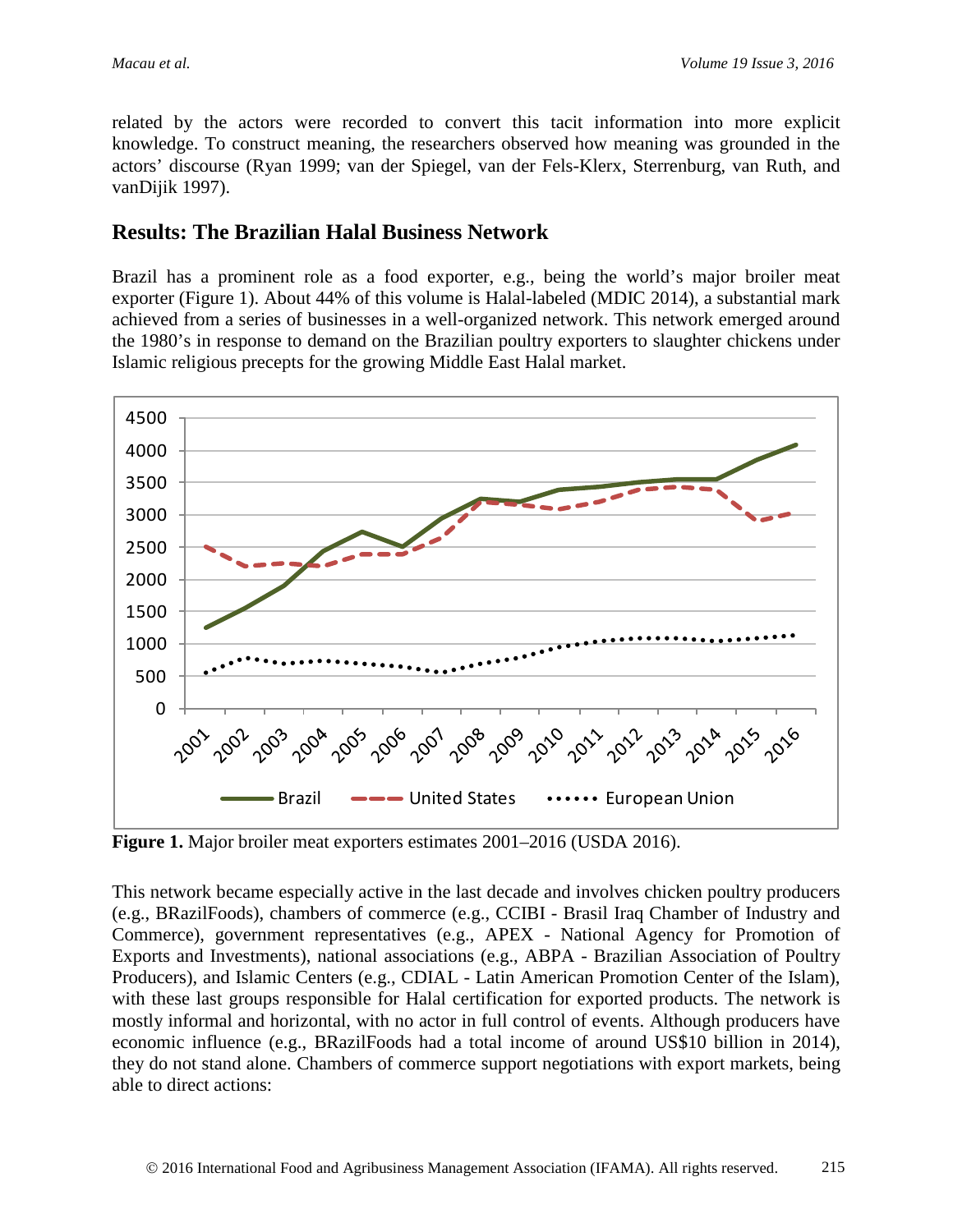related by the actors were recorded to convert this tacit information into more explicit knowledge. To construct meaning, the researchers observed how meaning was grounded in the actors' discourse (Ryan 1999; van der Spiegel, van der Fels-Klerx, Sterrenburg, van Ruth, and vanDijik 1997).

## Results: The Brazilian Halal Business Network

Brazil has a prominent role as a food exporter, e.g., being the world's major broiler meat exporter (Figure 1). About 44% of this volume is Halal-labeled (MDIC 2014), a substantial mark achieved from a series of businesses in a well-organized network. This network emerged around the 1980's in response to demand on the Brazilian poultry exporters to slaughter chickens under Islamic religious precepts for the growing Middle East Halal market.

**Figure 1.** Major broiler meat exporters estimates 2001–2016 (USDA 2016).

This network became especially active in the last decade and involves chicken poultry producers (e.g., BRazilFoods), chambers of commerce (e.g., CCIBI - Brasil Iraq Chamber of Industry and Commerce), government representatives (e.g., APEX - National Agency for Promotion of Exports and Investments), national associations (e.g., ABPA - Brazilian Association of Poultry Producers), and Islamic Centers (e.g., CDIAL - Latin American Promotion Center of the Islam), with these last groups responsible for Halal certification for exported products. The network is mostly informal and horizontal, with no actor in full control of events. Although producers have economic influence (e.g., BRazilFoods had a total income of around US$10 billion in 2014), they do not stand alone. Chambers of commerce support negotiations with export markets, being able to direct actions: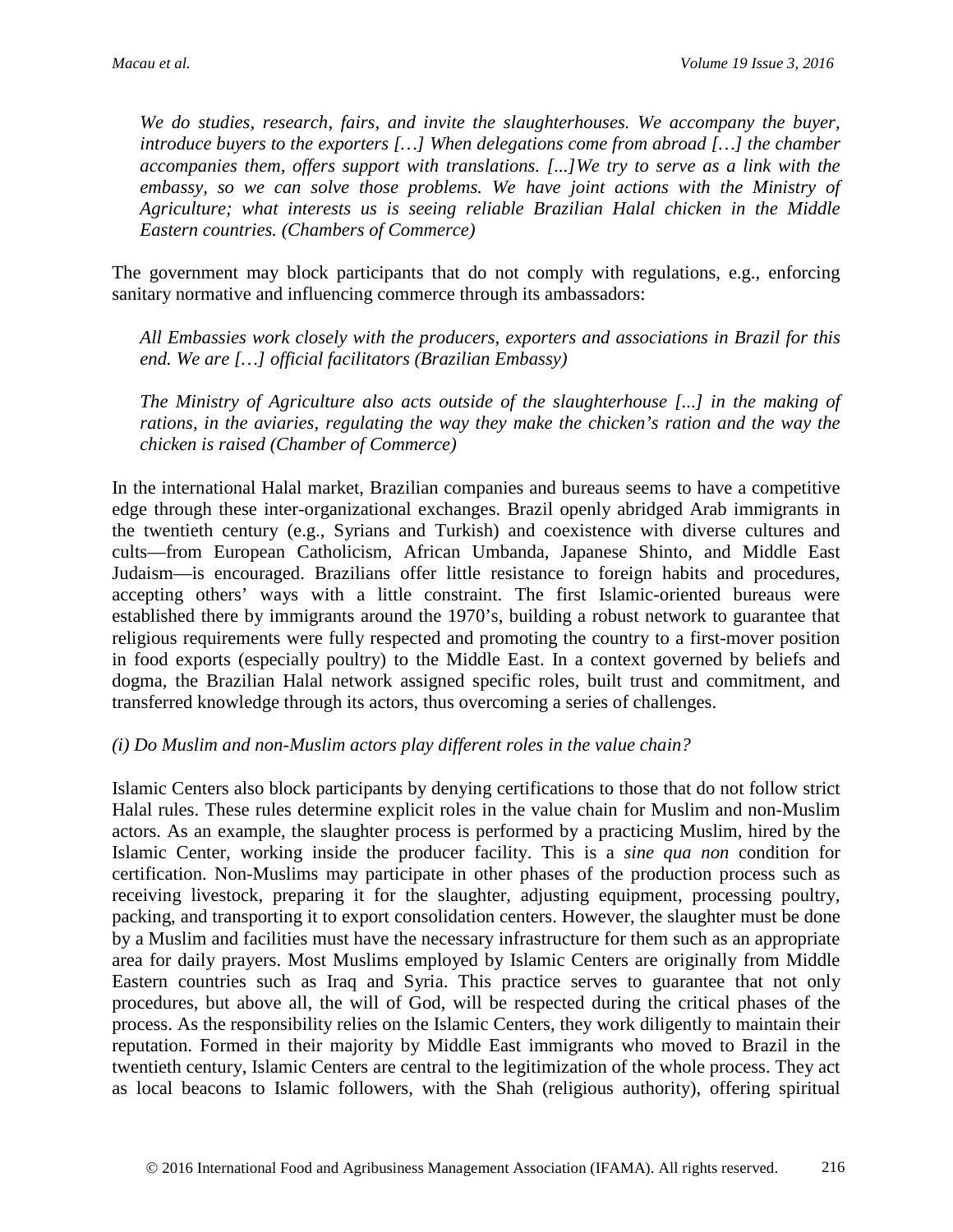*We do studies, research, fairs, and invite the slaughterhouses. We accompany the buyer, introduce buyers to the exporters […] When delegations come from abroad […] the chamber accompanies them, offers support with translations. [...]We try to serve as a link with the embassy, so we can solve those problems. We have joint actions with the Ministry of Agriculture; what interests us is seeing reliable Brazilian Halal chicken in the Middle Eastern countries. (Chambers of Commerce)*

The government may block participants that do not comply with regulations, e.g., enforcing sanitary normative and influencing commerce through its ambassadors:

*All Embassies work closely with the producers, exporters and associations in Brazil for this end. We are […] official facilitators (Brazilian Embassy)*

*The Ministry of Agriculture also acts outside of the slaughterhouse [...] in the making of rations, in the aviaries, regulating the way they make the chicken's ration and the way the chicken is raised (Chamber of Commerce)*

In the international Halal market, Brazilian companies and bureaus seems to have a competitive edge through these inter-organizational exchanges. Brazil openly abridged Arab immigrants in the twentieth century (e.g., Syrians and Turkish) and coexistence with diverse cultures and cults—from European Catholicism, African Umbanda, Japanese Shinto, and Middle East Judaism—is encouraged. Brazilians offer little resistance to foreign habits and procedures, accepting others' ways with a little constraint. The first Islamic-oriented bureaus were established there by immigrants around the 1970's, building a robust network to guarantee that religious requirements were fully respected and promoting the country to a first-mover position in food exports (especially poultry) to the Middle East. In a context governed by beliefs and dogma, the Brazilian Halal network assigned specific roles, built trust and commitment, and transferred knowledge through its actors, thus overcoming a series of challenges.

*(i) Do Muslim and non-Muslim actors play different roles in the value chain?*

Islamic Centers also block participants by denying certifications to those that do not follow strict Halal rules. These rules determine explicit roles in the value chain for Muslim and non-Muslim actors. As an example, the slaughter process is performed by a practicing Muslim, hired by the Islamic Center, working inside the producer facility. This is a *sine qua non* condition for certification. Non-Muslims may participate in other phases of the production process such as receiving livestock, preparing it for the slaughter, adjusting equipment, processing poultry, packing, and transporting it to export consolidation centers. However, the slaughter must be done by a Muslim and facilities must have the necessary infrastructure for them such as an appropriate area for daily prayers. Most Muslims employed by Islamic Centers are originally from Middle Eastern countries such as Iraq and Syria. This practice serves to guarantee that not only procedures, but above all, the will of God, will be respected during the critical phases of the process. As the responsibility relies on the Islamic Centers, they work diligently to maintain their reputation. Formed in their majority by Middle East immigrants who moved to Brazil in the twentieth century, Islamic Centers are central to the legitimization of the whole process. They act as local beacons to Islamic followers, with the Shah (religious authority), offering spiritual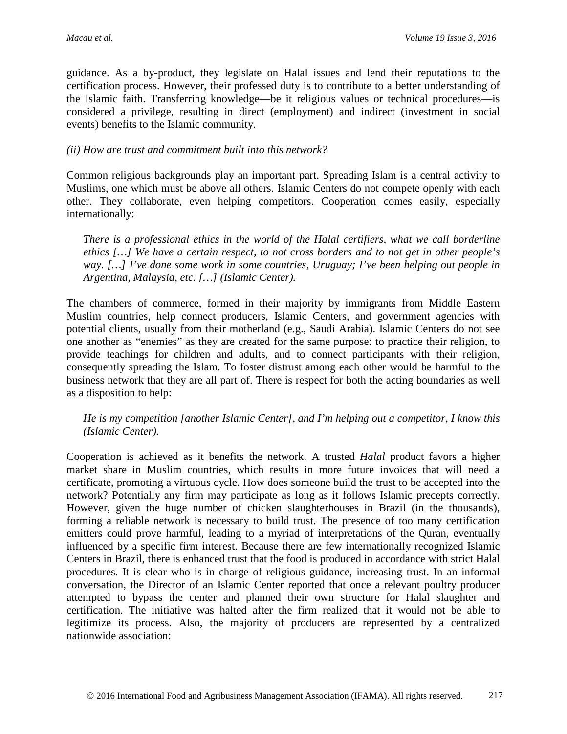guidance. As a by-product, they legislate on Halal issues and lend their reputations to the certification process. However, their professed duty is to contribute to a better understanding of the Islamic faith. Transferring knowledge—be it religious values or technical procedures—is considered a privilege, resulting in direct (employment) and indirect (investment in social events) benefits to the Islamic community.

*(ii) How are trust and commitment built into this network?*

Common religious backgrounds play an important part. Spreading Islam is a central activity to Muslims, one which must be above all others. Islamic Centers do not compete openly with each other. They collaborate, even helping competitors. Cooperation comes easily, especially internationally:

> *There is a professional ethics in the world of the Halal certifiers, what we call borderline ethics […] We have a certain respect, to not cross borders and to not get in other people's way. […] I've done some work in some countries, Uruguay; I've been helping out people in Argentina, Malaysia, etc. […] (Islamic Center).*

The chambers of commerce, formed in their majority by immigrants from Middle Eastern Muslim countries, help connect producers, Islamic Centers, and government agencies with potential clients, usually from their motherland (e.g., Saudi Arabia). Islamic Centers do not see one another as "enemies" as they are created for the same purpose: to practice their religion, to provide teachings for children and adults, and to connect participants with their religion, consequently spreading the Islam. To foster distrust among each other would be harmful to the business network that they are all part of. There is respect for both the acting boundaries as well as a disposition to help:

> *He is my competition [another Islamic Center], and I'm helping out a competitor, I know this (Islamic Center).*

Cooperation is achieved as it benefits the network. A trusted *Halal* product favors a higher market share in Muslim countries, which results in more future invoices that will need a certificate, promoting a virtuous cycle. How does someone build the trust to be accepted into the network? Potentially any firm may participate as long as it follows Islamic precepts correctly. However, given the huge number of chicken slaughterhouses in Brazil (in the thousands), forming a reliable network is necessary to build trust. The presence of too many certification emitters could prove harmful, leading to a myriad of interpretations of the Quran, eventually influenced by a specific firm interest. Because there are few internationally recognized Islamic Centers in Brazil, there is enhanced trust that the food is produced in accordance with strict Halal procedures. It is clear who is in charge of religious guidance, increasing trust. In an informal conversation, the Director of an Islamic Center reported that once a relevant poultry producer attempted to bypass the center and planned their own structure for Halal slaughter and certification. The initiative was halted after the firm realized that it would not be able to legitimize its process. Also, the majority of producers are represented by a centralized nationwide association: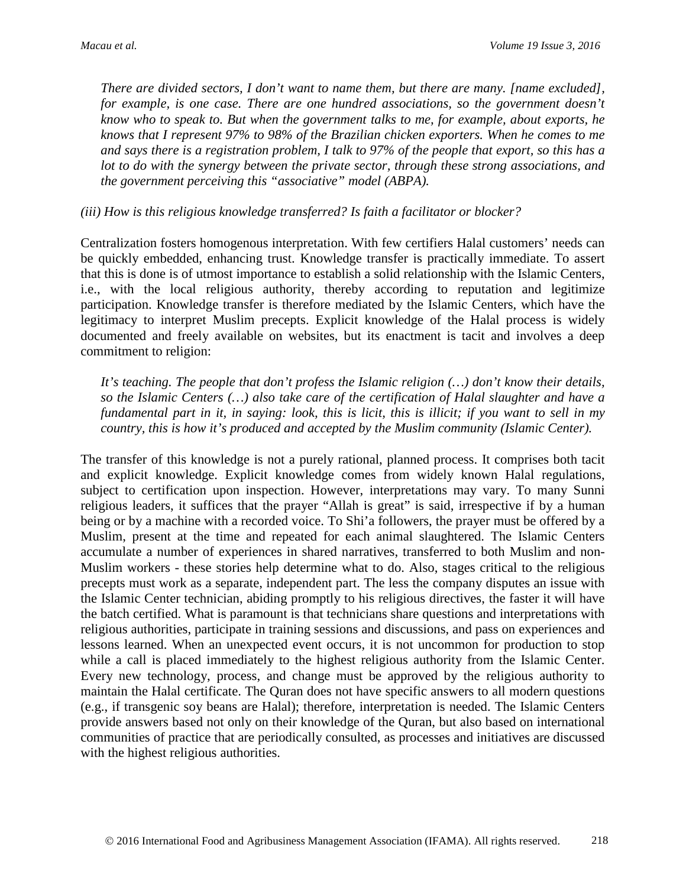> *There are divided sectors, I don't want to name them, but there are many. [name excluded], for example, is one case. There are one hundred associations, so the government doesn't know who to speak to. But when the government talks to me, for example, about exports, he knows that I represent 97% to 98% of the Brazilian chicken exporters. When he comes to me and says there is a registration problem, I talk to 97% of the people that export, so this has a lot to do with the synergy between the private sector, through these strong associations, and the government perceiving this "associative" model (ABPA).*

*(iii) How is this religious knowledge transferred? Is faith a facilitator or blocker?*

Centralization fosters homogenous interpretation. With few certifiers Halal customers' needs can be quickly embedded, enhancing trust. Knowledge transfer is practically immediate. To assert that this is done is of utmost importance to establish a solid relationship with the Islamic Centers, i.e., with the local religious authority, thereby according to reputation and legitimize participation. Knowledge transfer is therefore mediated by the Islamic Centers, which have the legitimacy to interpret Muslim precepts. Explicit knowledge of the Halal process is widely documented and freely available on websites, but its enactment is tacit and involves a deep commitment to religion:

> *It's teaching. The people that don't profess the Islamic religion (…) don't know their details, so the Islamic Centers (…) also take care of the certification of Halal slaughter and have a fundamental part in it, in saying: look, this is licit, this is illicit; if you want to sell in my country, this is how it's produced and accepted by the Muslim community (Islamic Center).*

The transfer of this knowledge is not a purely rational, planned process. It comprises both tacit and explicit knowledge. Explicit knowledge comes from widely known Halal regulations, subject to certification upon inspection. However, interpretations may vary. To many Sunni religious leaders, it suffices that the prayer "Allah is great" is said, irrespective if by a human being or by a machine with a recorded voice. To Shi'a followers, the prayer must be offered by a Muslim, present at the time and repeated for each animal slaughtered. The Islamic Centers accumulate a number of experiences in shared narratives, transferred to both Muslim and non-Muslim workers - these stories help determine what to do. Also, stages critical to the religious precepts must work as a separate, independent part. The less the company disputes an issue with the Islamic Center technician, abiding promptly to his religious directives, the faster it will have the batch certified. What is paramount is that technicians share questions and interpretations with religious authorities, participate in training sessions and discussions, and pass on experiences and lessons learned. When an unexpected event occurs, it is not uncommon for production to stop while a call is placed immediately to the highest religious authority from the Islamic Center. Every new technology, process, and change must be approved by the religious authority to maintain the Halal certificate. The Quran does not have specific answers to all modern questions (e.g., if transgenic soy beans are Halal); therefore, interpretation is needed. The Islamic Centers provide answers based not only on their knowledge of the Quran, but also based on international communities of practice that are periodically consulted, as processes and initiatives are discussed with the highest religious authorities.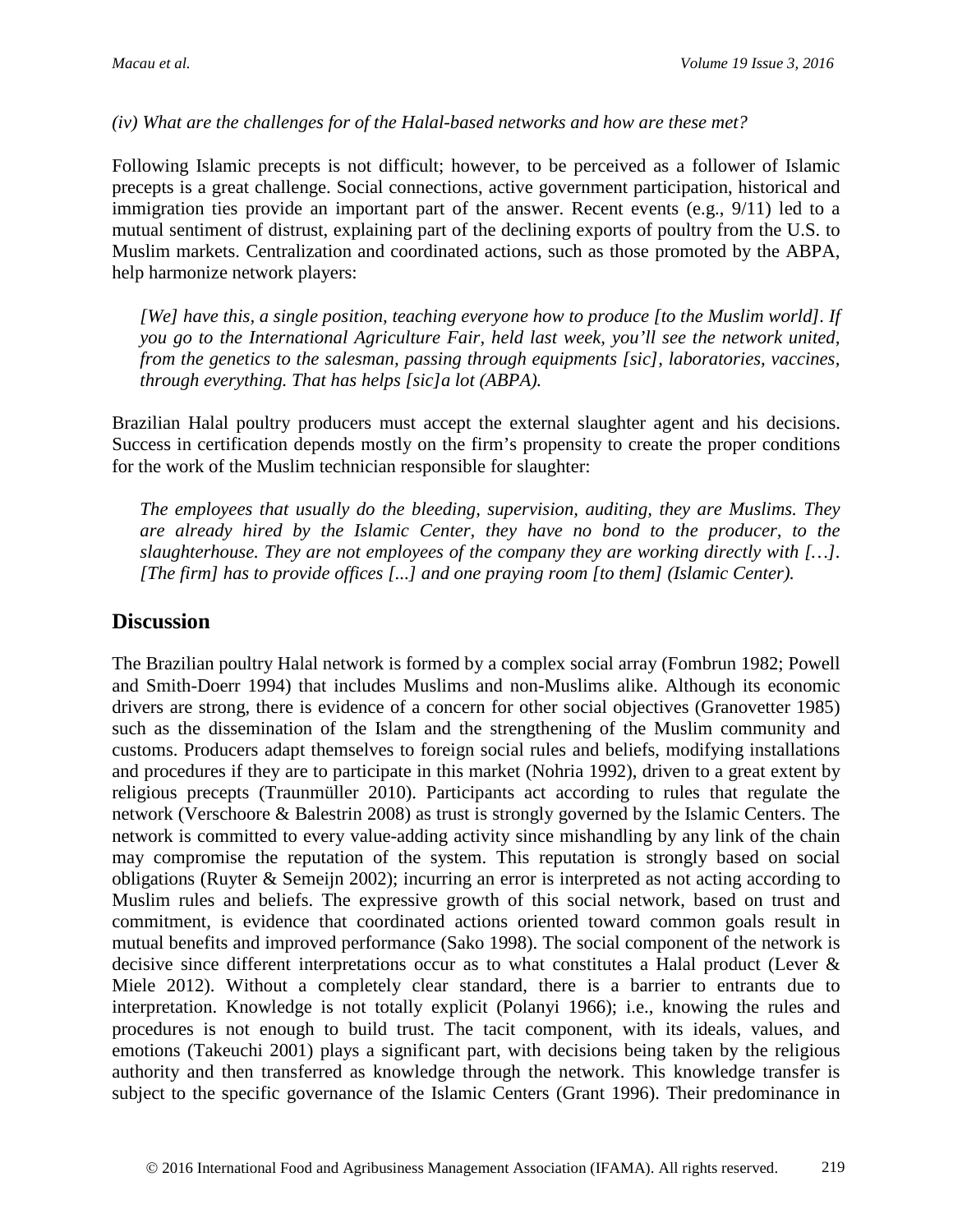*(iv) What are the challenges for of the Halal-based networks and how are these met?*

Following Islamic precepts is not difficult; however, to be perceived as a follower of Islamic precepts is a great challenge. Social connections, active government participation, historical and immigration ties provide an important part of the answer. Recent events (e.g., 9/11) led to a mutual sentiment of distrust, explaining part of the declining exports of poultry from the U.S. to Muslim markets. Centralization and coordinated actions, such as those promoted by the ABPA, help harmonize network players:

> *[We] have this, a single position, teaching everyone how to produce [to the Muslim world]. If you go to the International Agriculture Fair, held last week, you'll see the network united, from the genetics to the salesman, passing through equipments [sic], laboratories, vaccines, through everything. That has helps [sic]a lot (ABPA).*

Brazilian Halal poultry producers must accept the external slaughter agent and his decisions. Success in certification depends mostly on the firm's propensity to create the proper conditions for the work of the Muslim technician responsible for slaughter:

> *The employees that usually do the bleeding, supervision, auditing, they are Muslims. They are already hired by the Islamic Center, they have no bond to the producer, to the slaughterhouse. They are not employees of the company they are working directly with […]. [The firm] has to provide offices [...] and one praying room [to them] (Islamic Center).*

## Discussion

The Brazilian poultry Halal network is formed by a complex social array (Fombrun 1982; Powell and Smith-Doerr 1994) that includes Muslims and non-Muslims alike. Although its economic drivers are strong, there is evidence of a concern for other social objectives (Granovetter 1985) such as the dissemination of the Islam and the strengthening of the Muslim community and customs. Producers adapt themselves to foreign social rules and beliefs, modifying installations and procedures if they are to participate in this market (Nohria 1992), driven to a great extent by religious precepts (Traunmüller 2010). Participants act according to rules that regulate the network (Verschoore & Balestrin 2008) as trust is strongly governed by the Islamic Centers. The network is committed to every value-adding activity since mishandling by any link of the chain may compromise the reputation of the system. This reputation is strongly based on social obligations (Ruyter & Semeijn 2002); incurring an error is interpreted as not acting according to Muslim rules and beliefs. The expressive growth of this social network, based on trust and commitment, is evidence that coordinated actions oriented toward common goals result in mutual benefits and improved performance (Sako 1998). The social component of the network is decisive since different interpretations occur as to what constitutes a Halal product (Lever & Miele 2012). Without a completely clear standard, there is a barrier to entrants due to interpretation. Knowledge is not totally explicit (Polanyi 1966); i.e., knowing the rules and procedures is not enough to build trust. The tacit component, with its ideals, values, and emotions (Takeuchi 2001) plays a significant part, with decisions being taken by the religious authority and then transferred as knowledge through the network. This knowledge transfer is subject to the specific governance of the Islamic Centers (Grant 1996). Their predominance in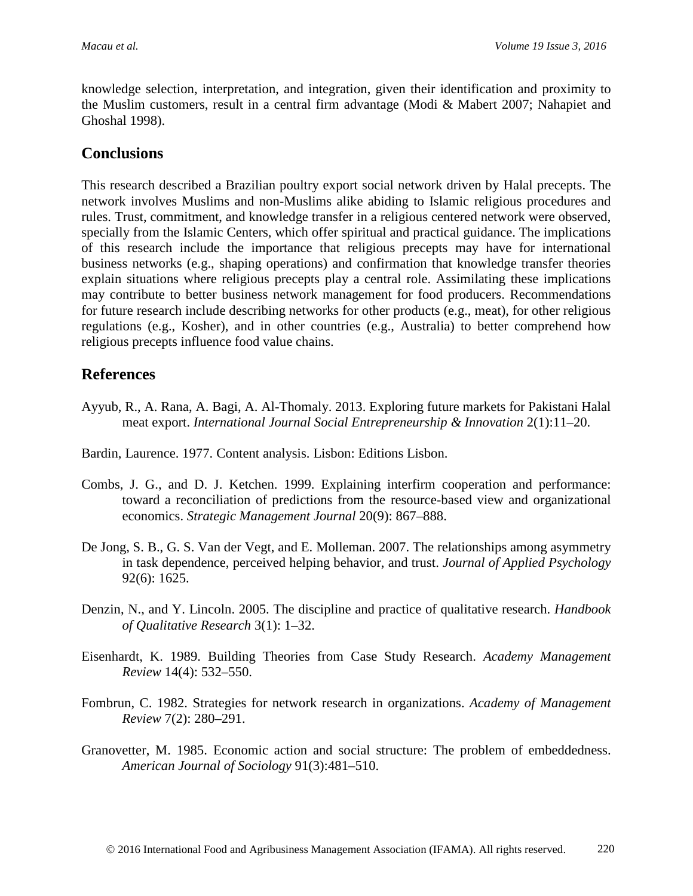knowledge selection, interpretation, and integration, given their identification and proximity to the Muslim customers, result in a central firm advantage (Modi & Mabert 2007; Nahapiet and Ghoshal 1998).

## Conclusions

This research described a Brazilian poultry export social network driven by Halal precepts. The network involves Muslims and non-Muslims alike abiding to Islamic religious procedures and rules. Trust, commitment, and knowledge transfer in a religious centered network were observed, specially from the Islamic Centers, which offer spiritual and practical guidance. The implications of this research include the importance that religious precepts may have for international business networks (e.g., shaping operations) and confirmation that knowledge transfer theories explain situations where religious precepts play a central role. Assimilating these implications may contribute to better business network management for food producers. Recommendations for future research include describing networks for other products (e.g., meat), for other religious regulations (e.g., Kosher), and in other countries (e.g., Australia) to better comprehend how religious precepts influence food value chains.

## References

Ayyub, R., A. Rana, A. Bagi, A. Al-Thomaly. 2013. Exploring future markets for Pakistani Halal meat export. *International Journal Social Entrepreneurship & Innovation* 2(1):11–20.

Bardin, Laurence. 1977. Content analysis. Lisbon: Editions Lisbon.

Combs, J. G., and D. J. Ketchen. 1999. Explaining interfirm cooperation and performance: toward a reconciliation of predictions from the resource-based view and organizational economics. *Strategic Management Journal* 20(9): 867–888.

De Jong, S. B., G. S. Van der Vegt, and E. Molleman. 2007. The relationships among asymmetry in task dependence, perceived helping behavior, and trust. *Journal of Applied Psychology* 92(6): 1625.

Denzin, N., and Y. Lincoln. 2005. The discipline and practice of qualitative research. *Handbook of Qualitative Research* 3(1): 1–32.

Eisenhardt, K. 1989. Building Theories from Case Study Research. *Academy Management Review* 14(4): 532–550.

Fombrun, C. 1982. Strategies for network research in organizations. *Academy of Management Review* 7(2): 280–291.

Granovetter, M. 1985. Economic action and social structure: The problem of embeddedness. *American Journal of Sociology* 91(3):481–510.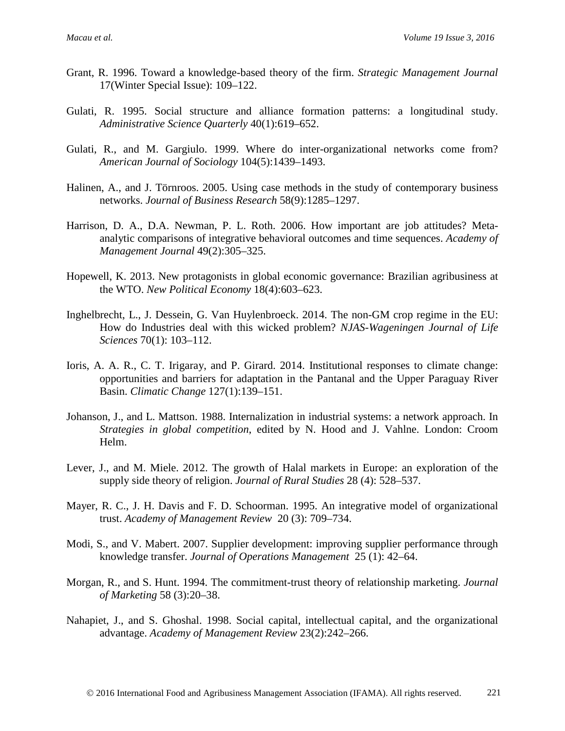Grant, R. 1996. Toward a knowledge-based theory of the firm. *Strategic Management Journal* 17(Winter Special Issue): 109–122.

Gulati, R. 1995. Social structure and alliance formation patterns: a longitudinal study. *Administrative Science Quarterly* 40(1):619–652.

Gulati, R., and M. Gargiulo. 1999. Where do inter-organizational networks come from? *American Journal of Sociology* 104(5):1439–1493.

Halinen, A., and J. Törnroos. 2005. Using case methods in the study of contemporary business networks. *Journal of Business Research* 58(9):1285–1297.

Harrison, D. A., D.A. Newman, P. L. Roth. 2006. How important are job attitudes? Meta-analytic comparisons of integrative behavioral outcomes and time sequences. *Academy of Management Journal* 49(2):305–325.

Hopewell, K. 2013. New protagonists in global economic governance: Brazilian agribusiness at the WTO. *New Political Economy* 18(4):603–623.

Inghelbrecht, L., J. Dessein, G. Van Huylenbroeck. 2014. The non-GM crop regime in the EU: How do Industries deal with this wicked problem? *NJAS-Wageningen Journal of Life Sciences* 70(1): 103–112.

Ioris, A. A. R., C. T. Irigaray, and P. Girard. 2014. Institutional responses to climate change: opportunities and barriers for adaptation in the Pantanal and the Upper Paraguay River Basin. *Climatic Change* 127(1):139–151.

Johanson, J., and L. Mattson. 1988. Internalization in industrial systems: a network approach. In *Strategies in global competition*, edited by N. Hood and J. Vahlne. London: Croom Helm.

Lever, J., and M. Miele. 2012. The growth of Halal markets in Europe: an exploration of the supply side theory of religion. *Journal of Rural Studies* 28 (4): 528–537.

Mayer, R. C., J. H. Davis and F. D. Schoorman. 1995. An integrative model of organizational trust. *Academy of Management Review* 20 (3): 709–734.

Modi, S., and V. Mabert. 2007. Supplier development: improving supplier performance through knowledge transfer. *Journal of Operations Management* 25 (1): 42–64.

Morgan, R., and S. Hunt. 1994. The commitment-trust theory of relationship marketing. *Journal of Marketing* 58 (3):20–38.

Nahapiet, J., and S. Ghoshal. 1998. Social capital, intellectual capital, and the organizational advantage. *Academy of Management Review* 23(2):242–266.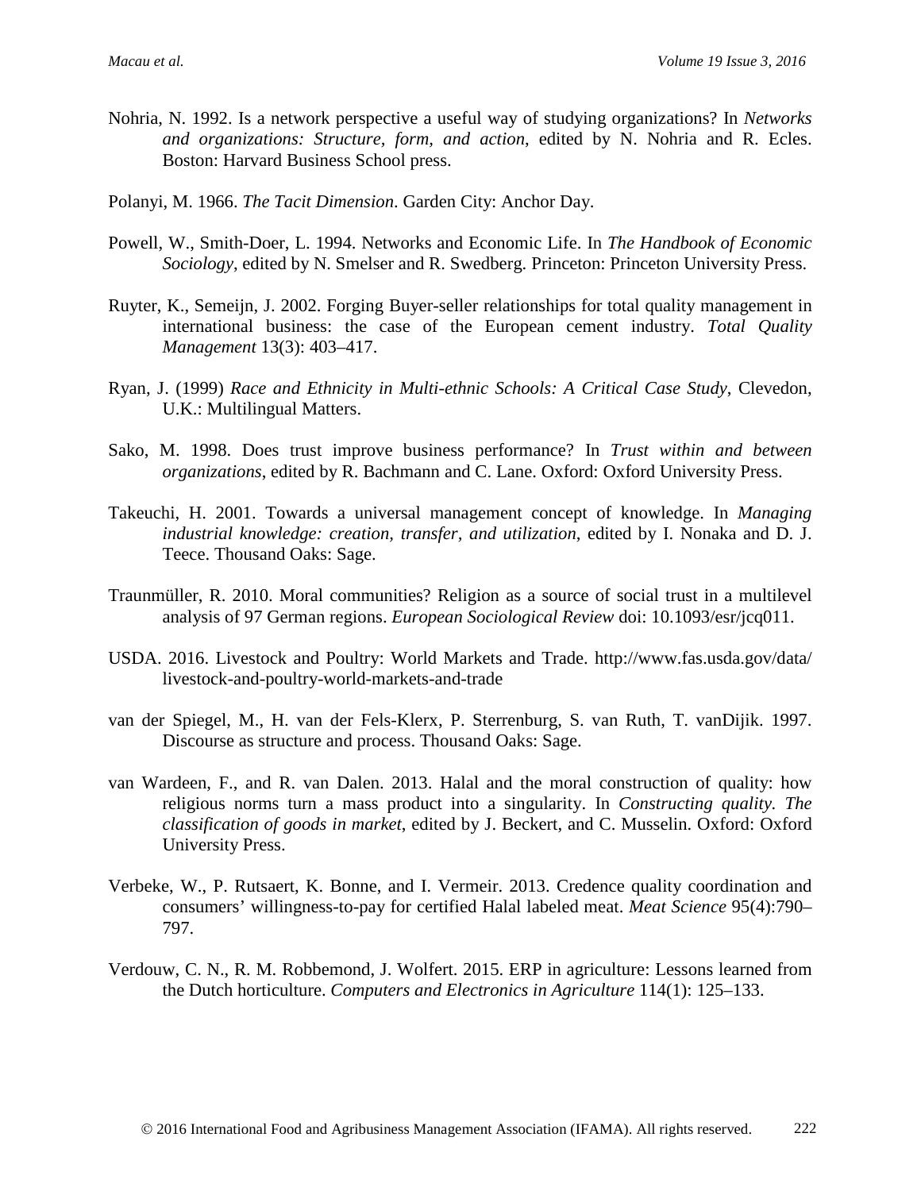Nohria, N. 1992. Is a network perspective a useful way of studying organizations? In *Networks and organizations: Structure, form, and action*, edited by N. Nohria and R. Ecles. Boston: Harvard Business School press.

Polanyi, M. 1966. *The Tacit Dimension*. Garden City: Anchor Day.

Powell, W., Smith-Doer, L. 1994. Networks and Economic Life. In *The Handbook of Economic Sociology*, edited by N. Smelser and R. Swedberg. Princeton: Princeton University Press.

Ruyter, K., Semeijn, J. 2002. Forging Buyer-seller relationships for total quality management in international business: the case of the European cement industry. *Total Quality Management* 13(3): 403–417.

Ryan, J. (1999) *Race and Ethnicity in Multi-ethnic Schools: A Critical Case Study*, Clevedon, U.K.: Multilingual Matters.

Sako, M. 1998. Does trust improve business performance? In *Trust within and between organizations*, edited by R. Bachmann and C. Lane. Oxford: Oxford University Press.

Takeuchi, H. 2001. Towards a universal management concept of knowledge. In *Managing industrial knowledge: creation, transfer, and utilization*, edited by I. Nonaka and D. J. Teece. Thousand Oaks: Sage.

Traunmüller, R. 2010. Moral communities? Religion as a source of social trust in a multilevel analysis of 97 German regions. *European Sociological Review* doi: 10.1093/esr/jcq011.

USDA. 2016. Livestock and Poultry: World Markets and Trade. http://www.fas.usda.gov/data/livestock-and-poultry-world-markets-and-trade

van der Spiegel, M., H. van der Fels-Klerx, P. Sterrenburg, S. van Ruth, T. vanDijik. 1997. Discourse as structure and process. Thousand Oaks: Sage.

van Wardeen, F., and R. van Dalen. 2013. Halal and the moral construction of quality: how religious norms turn a mass product into a singularity. In *Constructing quality. The classification of goods in market*, edited by J. Beckert, and C. Musselin. Oxford: Oxford University Press.

Verbeke, W., P. Rutsaert, K. Bonne, and I. Vermeir. 2013. Credence quality coordination and consumers' willingness-to-pay for certified Halal labeled meat. *Meat Science* 95(4):790–797.

Verdouw, C. N., R. M. Robbemond, J. Wolfert. 2015. ERP in agriculture: Lessons learned from the Dutch horticulture. *Computers and Electronics in Agriculture* 114(1): 125–133.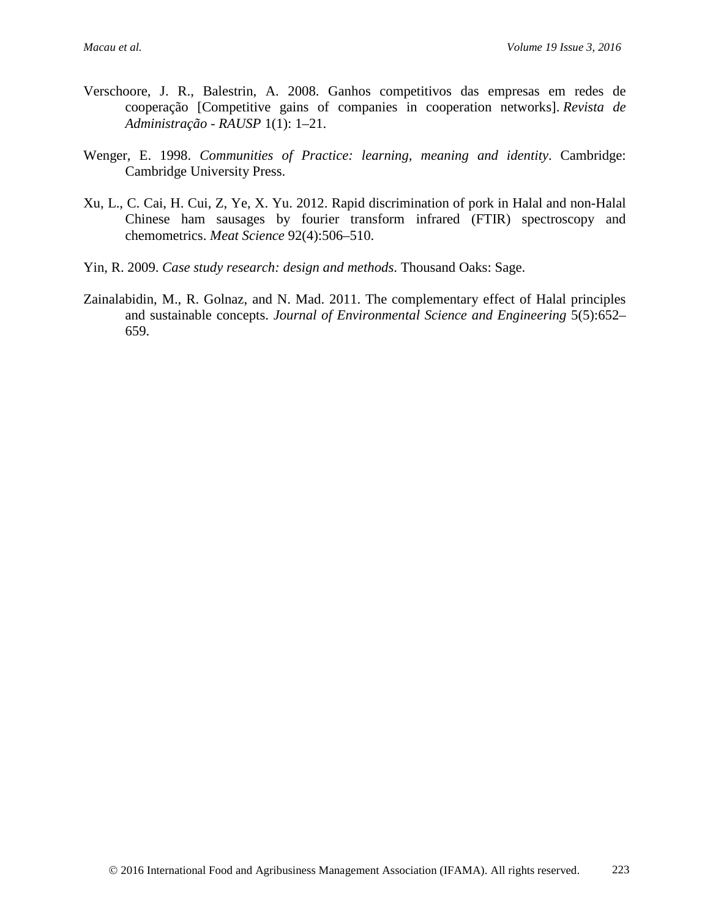Verschoore, J. R., Balestrin, A. 2008. Ganhos competitivos das empresas em redes de cooperação [Competitive gains of companies in cooperation networks]. *Revista de Administração - RAUSP* 1(1): 1–21.

Wenger, E. 1998. *Communities of Practice: learning, meaning and identity*. Cambridge: Cambridge University Press.

Xu, L., C. Cai, H. Cui, Z, Ye, X. Yu. 2012. Rapid discrimination of pork in Halal and non-Halal Chinese ham sausages by fourier transform infrared (FTIR) spectroscopy and chemometrics. *Meat Science* 92(4):506–510.

Yin, R. 2009. *Case study research: design and methods*. Thousand Oaks: Sage.

Zainalabidin, M., R. Golnaz, and N. Mad. 2011. The complementary effect of Halal principles and sustainable concepts. *Journal of Environmental Science and Engineering* 5(5):652–659.